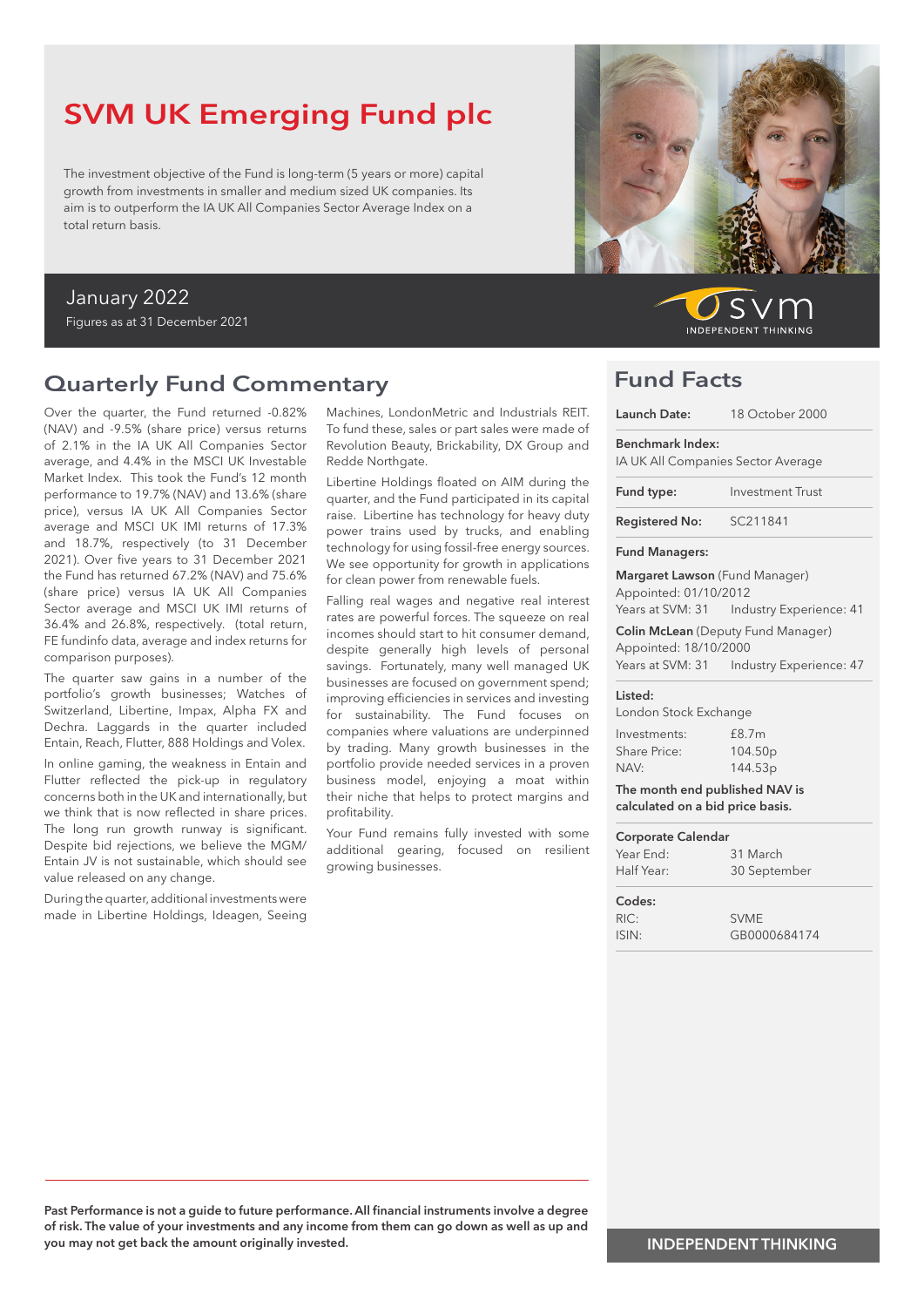# SVM UK Emerging Fund plc

The investment objective of the Fund is long-term (5 years or more) capital growth from investments in smaller and medium sized UK companies. Its aim is to outperform the IA UK All Companies Sector Average Index on a total return basis.

January 2022

Figures as at 31 December 2021

## Quarterly Fund Commentary

Over the quarter, the Fund returned -0.82% (NAV) and -9.5% (share price) versus returns of 2.1% in the IA UK All Companies Sector average, and 4.4% in the MSCI UK Investable Market Index. This took the Fund's 12 month performance to 19.7% (NAV) and 13.6% (share price), versus IA UK All Companies Sector average and MSCI UK IMI returns of 17.3% and 18.7%, respectively (to 31 December 2021). Over five years to 31 December 2021 the Fund has returned 67.2% (NAV) and 75.6% (share price) versus IA UK All Companies Sector average and MSCI UK IMI returns of 36.4% and 26.8%, respectively. (total return, FE fundinfo data, average and index returns for comparison purposes).

The quarter saw gains in a number of the portfolio's growth businesses; Watches of Switzerland, Libertine, Impax, Alpha FX and Dechra. Laggards in the quarter included Entain, Reach, Flutter, 888 Holdings and Volex.

In online gaming, the weakness in Entain and Flutter reflected the pick-up in regulatory concerns both in the UK and internationally, but we think that is now reflected in share prices. The long run growth runway is significant. Despite bid rejections, we believe the MGM/ Entain JV is not sustainable, which should see value released on any change.

During the quarter, additional investments were made in Libertine Holdings, Ideagen, Seeing Machines, LondonMetric and Industrials REIT. To fund these, sales or part sales were made of Revolution Beauty, Brickability, DX Group and Redde Northgate.

Libertine Holdings floated on AIM during the quarter, and the Fund participated in its capital raise. Libertine has technology for heavy duty power trains used by trucks, and enabling technology for using fossil-free energy sources. We see opportunity for growth in applications for clean power from renewable fuels.

Falling real wages and negative real interest rates are powerful forces. The squeeze on real incomes should start to hit consumer demand, despite generally high levels of personal savings. Fortunately, many well managed UK businesses are focused on government spend; improving efficiencies in services and investing for sustainability. The Fund focuses on companies where valuations are underpinned by trading. Many growth businesses in the portfolio provide needed services in a proven business model, enjoying a moat within their niche that helps to protect margins and profitability.

Your Fund remains fully invested with some additional gearing, focused on resilient growing businesses.

**Past Performance is not a guide to future performance. All financial instruments involve a degree of risk. The value of your investments and any income from them can go down as well as up and you may not get back the amount originally invested.**

## Fund Facts

**Launch Date:** 18 October 2000

**Benchmark Index:**
IA UK All Companies Sector Average

**Fund type:** Investment Trust

**Registered No:** SC211841

**Fund Managers:**

**Margaret Lawson** (Fund Manager)
Appointed: 01/10/2012
Years at SVM: 31 Industry Experience: 41

**Colin McLean** (Deputy Fund Manager)
Appointed: 18/10/2000
Years at SVM: 31 Industry Experience: 47

**Listed:**
London Stock Exchange

| | |
|---|---|
| Investments: | £8.7m |
| Share Price: | 104.50p |
| NAV: | 144.53p |

**The month end published NAV is calculated on a bid price basis.**

**Corporate Calendar**

| | |
|---|---|
| Year End: | 31 March |
| Half Year: | 30 September |

**Codes:**

| | |
|---|---|
| RIC: | SVME |
| ISIN: | GB0000684174 |

INDEPENDENT THINKING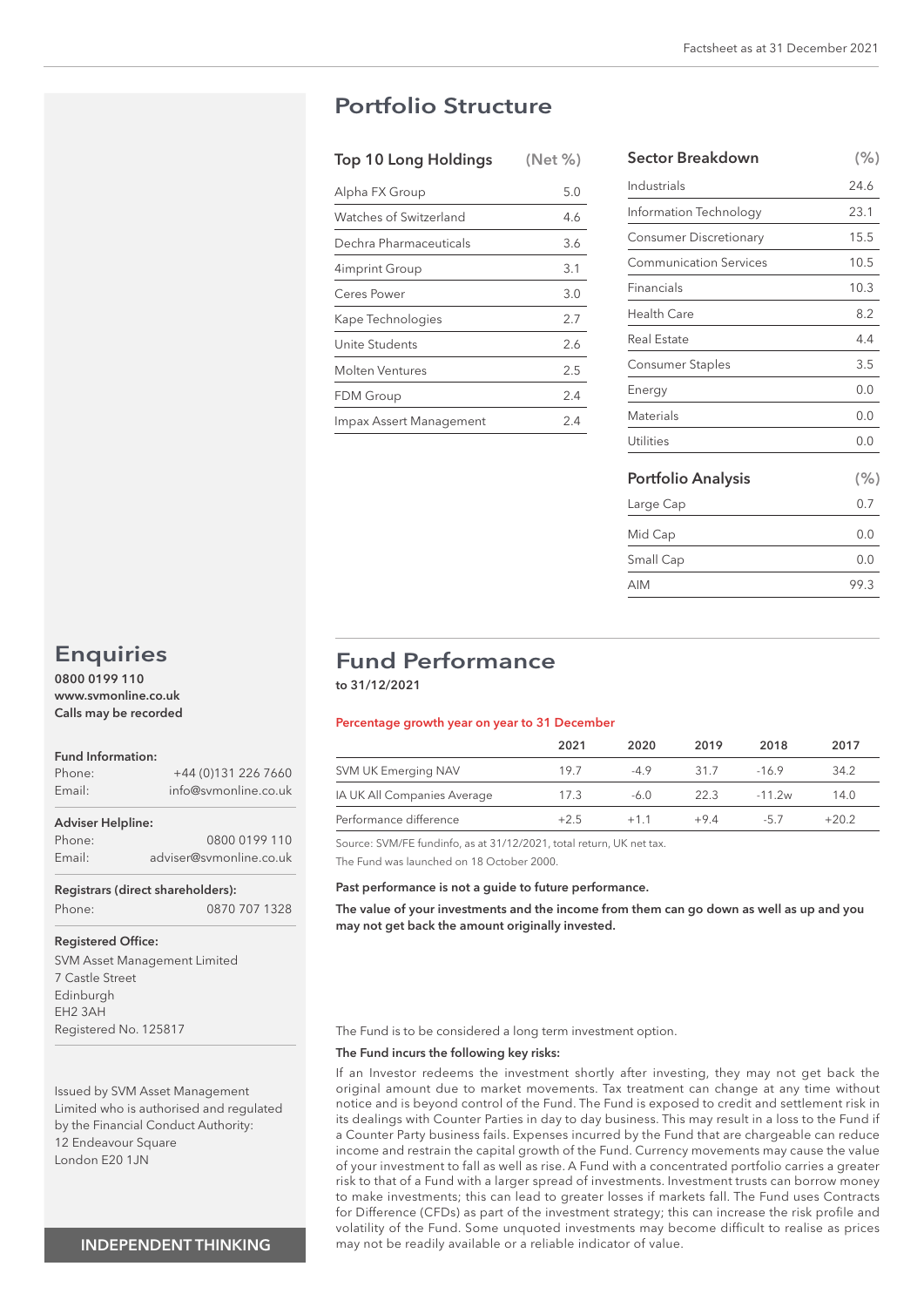## Portfolio Structure

| Top 10 Long Holdings | (Net %) |
|---|---|
| Alpha FX Group | 5.0 |
| Watches of Switzerland | 4.6 |
| Dechra Pharmaceuticals | 3.6 |
| 4imprint Group | 3.1 |
| Ceres Power | 3.0 |
| Kape Technologies | 2.7 |
| Unite Students | 2.6 |
| Molten Ventures | 2.5 |
| FDM Group | 2.4 |
| Impax Assert Management | 2.4 |

| Sector Breakdown | (%) |
|---|---|
| Industrials | 24.6 |
| Information Technology | 23.1 |
| Consumer Discretionary | 15.5 |
| Communication Services | 10.5 |
| Financials | 10.3 |
| Health Care | 8.2 |
| Real Estate | 4.4 |
| Consumer Staples | 3.5 |
| Energy | 0.0 |
| Materials | 0.0 |
| Utilities | 0.0 |

| Portfolio Analysis | (%) |
|---|---|
| Large Cap | 0.7 |
| Mid Cap | 0.0 |
| Small Cap | 0.0 |
| AIM | 99.3 |

## Enquiries

**0800 0199 110**
**www.svmonline.co.uk**
**Calls may be recorded**

**Fund Information:**
Phone: +44 (0)131 226 7660
Email: info@svmonline.co.uk

**Adviser Helpline:**
Phone: 0800 0199 110
Email: adviser@svmonline.co.uk

**Registrars (direct shareholders):**
Phone: 0870 707 1328

**Registered Office:**
SVM Asset Management Limited
7 Castle Street
Edinburgh
EH2 3AH
Registered No. 125817

Issued by SVM Asset Management Limited who is authorised and regulated by the Financial Conduct Authority:
12 Endeavour Square
London E20 1JN

**INDEPENDENT THINKING**

## Fund Performance

**to 31/12/2021**

Percentage growth year on year to 31 December

| | 2021 | 2020 | 2019 | 2018 | 2017 |
|---|---|---|---|---|---|
| SVM UK Emerging NAV | 19.7 | -4.9 | 31.7 | -16.9 | 34.2 |
| IA UK All Companies Average | 17.3 | -6.0 | 22.3 | -11.2w | 14.0 |
| Performance difference | +2.5 | +1.1 | +9.4 | -5.7 | +20.2 |

Source: SVM/FE fundinfo, as at 31/12/2021, total return, UK net tax.

The Fund was launched on 18 October 2000.

**Past performance is not a guide to future performance.**

**The value of your investments and the income from them can go down as well as up and you may not get back the amount originally invested.**

The Fund is to be considered a long term investment option.

**The Fund incurs the following key risks:**

If an Investor redeems the investment shortly after investing, they may not get back the original amount due to market movements. Tax treatment can change at any time without notice and is beyond control of the Fund. The Fund is exposed to credit and settlement risk in its dealings with Counter Parties in day to day business. This may result in a loss to the Fund if a Counter Party business fails. Expenses incurred by the Fund that are chargeable can reduce income and restrain the capital growth of the Fund. Currency movements may cause the value of your investment to fall as well as rise. A Fund with a concentrated portfolio carries a greater risk to that of a Fund with a larger spread of investments. Investment trusts can borrow money to make investments; this can lead to greater losses if markets fall. The Fund uses Contracts for Difference (CFDs) as part of the investment strategy; this can increase the risk profile and volatility of the Fund. Some unquoted investments may become difficult to realise as prices may not be readily available or a reliable indicator of value.